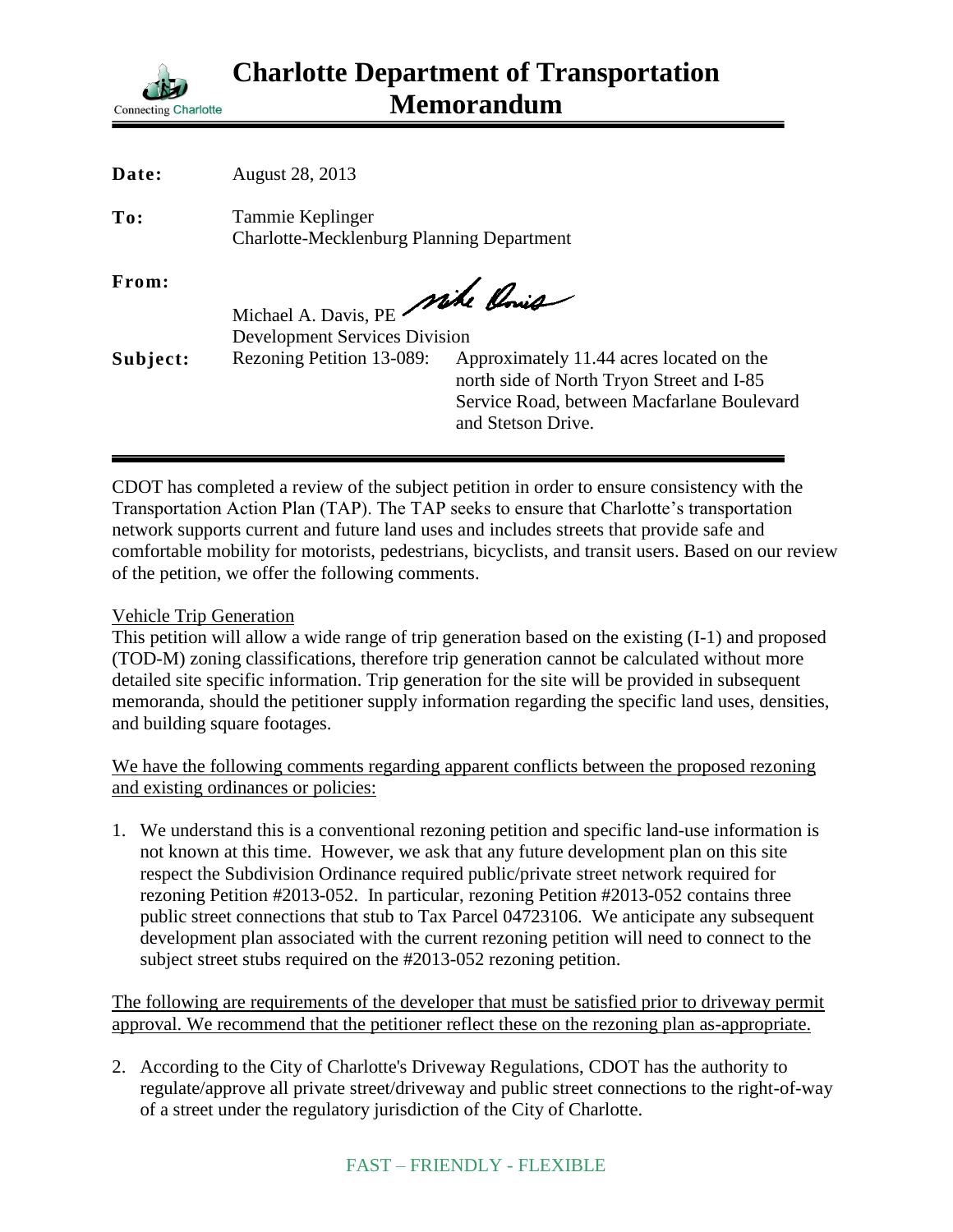# Charlotte Department of Transportation Memorandum

Connecting Charlotte

| | |
|---|---|
| **Date:** | August 28, 2013 |
| **To:** | Tammie Keplinger<br>Charlotte-Mecklenburg Planning Department |
| **From:** | Michael A. Davis, PE<br>Development Services Division |
| **Subject:** | Rezoning Petition 13-089: Approximately 11.44 acres located on the north side of North Tryon Street and I-85 Service Road, between Macfarlane Boulevard and Stetson Drive. |

CDOT has completed a review of the subject petition in order to ensure consistency with the Transportation Action Plan (TAP). The TAP seeks to ensure that Charlotte's transportation network supports current and future land uses and includes streets that provide safe and comfortable mobility for motorists, pedestrians, bicyclists, and transit users. Based on our review of the petition, we offer the following comments.

Vehicle Trip Generation

This petition will allow a wide range of trip generation based on the existing (I-1) and proposed (TOD-M) zoning classifications, therefore trip generation cannot be calculated without more detailed site specific information. Trip generation for the site will be provided in subsequent memoranda, should the petitioner supply information regarding the specific land uses, densities, and building square footages.

We have the following comments regarding apparent conflicts between the proposed rezoning and existing ordinances or policies:

1. We understand this is a conventional rezoning petition and specific land-use information is not known at this time. However, we ask that any future development plan on this site respect the Subdivision Ordinance required public/private street network required for rezoning Petition #2013-052. In particular, rezoning Petition #2013-052 contains three public street connections that stub to Tax Parcel 04723106. We anticipate any subsequent development plan associated with the current rezoning petition will need to connect to the subject street stubs required on the #2013-052 rezoning petition.

The following are requirements of the developer that must be satisfied prior to driveway permit approval. We recommend that the petitioner reflect these on the rezoning plan as-appropriate.

2. According to the City of Charlotte's Driveway Regulations, CDOT has the authority to regulate/approve all private street/driveway and public street connections to the right-of-way of a street under the regulatory jurisdiction of the City of Charlotte.

FAST – FRIENDLY - FLEXIBLE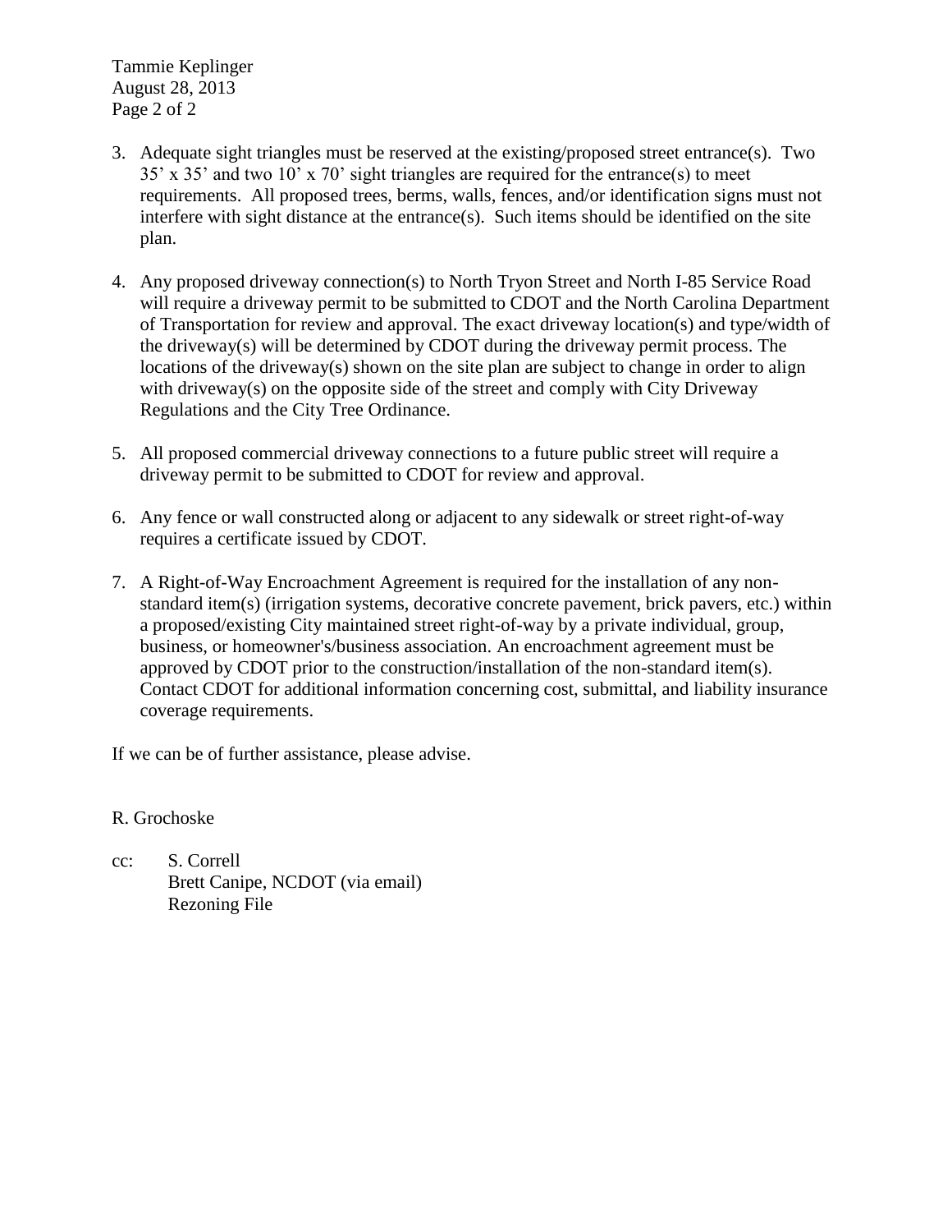3. Adequate sight triangles must be reserved at the existing/proposed street entrance(s). Two 35' x 35' and two 10' x 70' sight triangles are required for the entrance(s) to meet requirements. All proposed trees, berms, walls, fences, and/or identification signs must not interfere with sight distance at the entrance(s). Such items should be identified on the site plan.

4. Any proposed driveway connection(s) to North Tryon Street and North I-85 Service Road will require a driveway permit to be submitted to CDOT and the North Carolina Department of Transportation for review and approval. The exact driveway location(s) and type/width of the driveway(s) will be determined by CDOT during the driveway permit process. The locations of the driveway(s) shown on the site plan are subject to change in order to align with driveway(s) on the opposite side of the street and comply with City Driveway Regulations and the City Tree Ordinance.

5. All proposed commercial driveway connections to a future public street will require a driveway permit to be submitted to CDOT for review and approval.

6. Any fence or wall constructed along or adjacent to any sidewalk or street right-of-way requires a certificate issued by CDOT.

7. A Right-of-Way Encroachment Agreement is required for the installation of any non-standard item(s) (irrigation systems, decorative concrete pavement, brick pavers, etc.) within a proposed/existing City maintained street right-of-way by a private individual, group, business, or homeowner's/business association. An encroachment agreement must be approved by CDOT prior to the construction/installation of the non-standard item(s). Contact CDOT for additional information concerning cost, submittal, and liability insurance coverage requirements.

If we can be of further assistance, please advise.

R. Grochoske

cc: S. Correll
Brett Canipe, NCDOT (via email)
Rezoning File